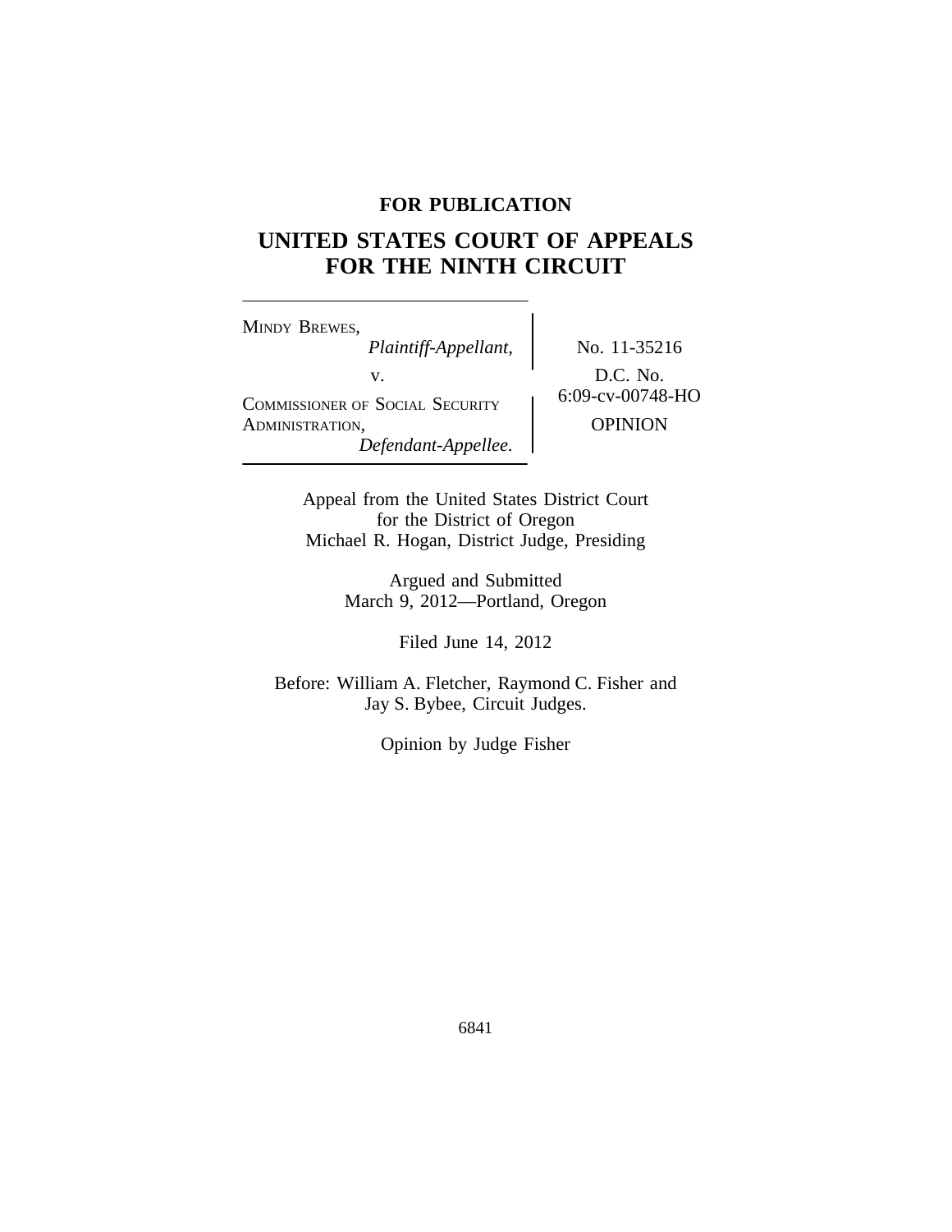**FOR PUBLICATION**

# UNITED STATES COURT OF APPEALS FOR THE NINTH CIRCUIT

MINDY BREWES,
*Plaintiff-Appellant,*
v.
COMMISSIONER OF SOCIAL SECURITY ADMINISTRATION,
*Defendant-Appellee.*

No. 11-35216
D.C. No. 6:09-cv-00748-HO
OPINION

Appeal from the United States District Court
for the District of Oregon
Michael R. Hogan, District Judge, Presiding

Argued and Submitted
March 9, 2012—Portland, Oregon

Filed June 14, 2012

Before: William A. Fletcher, Raymond C. Fisher and
Jay S. Bybee, Circuit Judges.

Opinion by Judge Fisher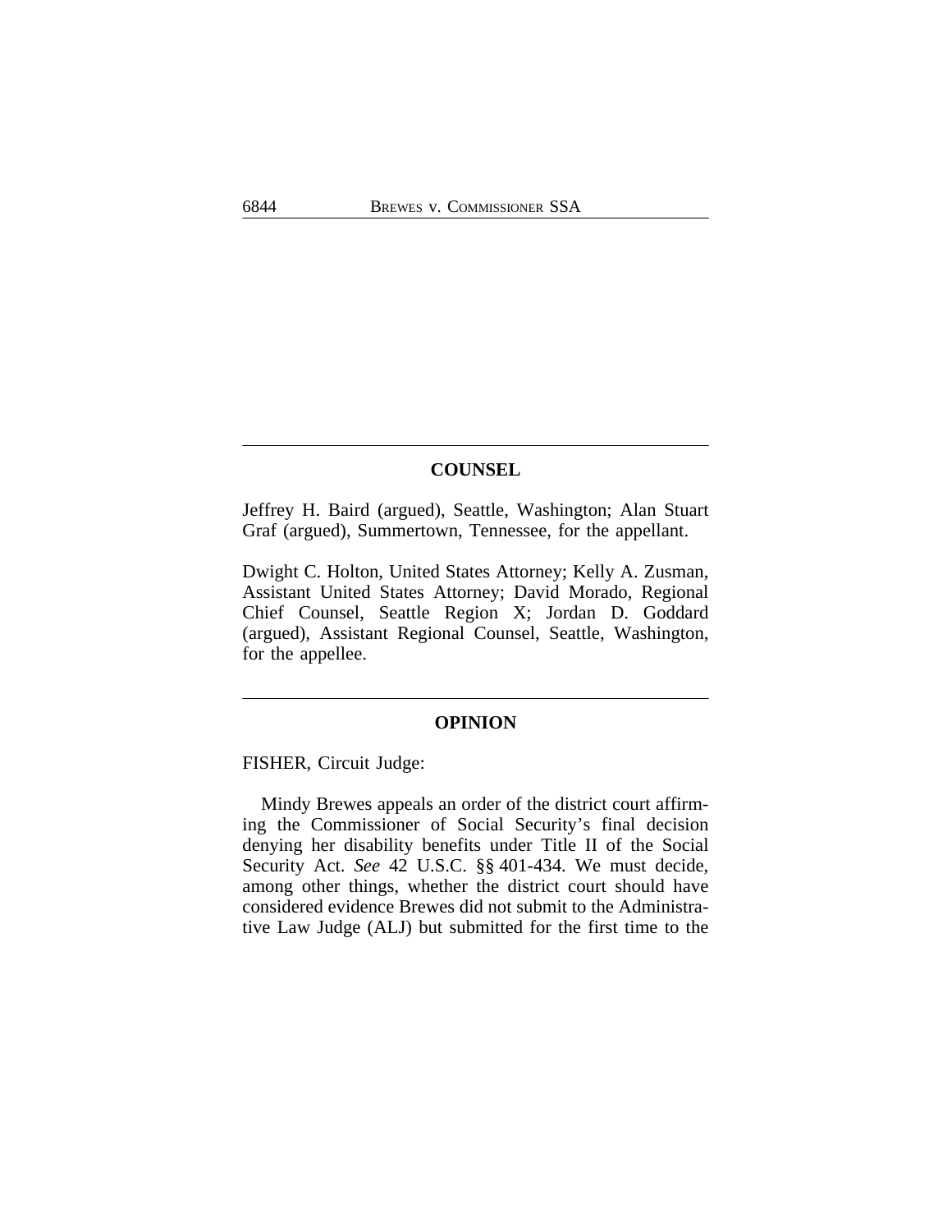## COUNSEL

Jeffrey H. Baird (argued), Seattle, Washington; Alan Stuart Graf (argued), Summertown, Tennessee, for the appellant.

Dwight C. Holton, United States Attorney; Kelly A. Zusman, Assistant United States Attorney; David Morado, Regional Chief Counsel, Seattle Region X; Jordan D. Goddard (argued), Assistant Regional Counsel, Seattle, Washington, for the appellee.

## OPINION

FISHER, Circuit Judge:

Mindy Brewes appeals an order of the district court affirming the Commissioner of Social Security's final decision denying her disability benefits under Title II of the Social Security Act. *See* 42 U.S.C. §§ 401-434. We must decide, among other things, whether the district court should have considered evidence Brewes did not submit to the Administrative Law Judge (ALJ) but submitted for the first time to the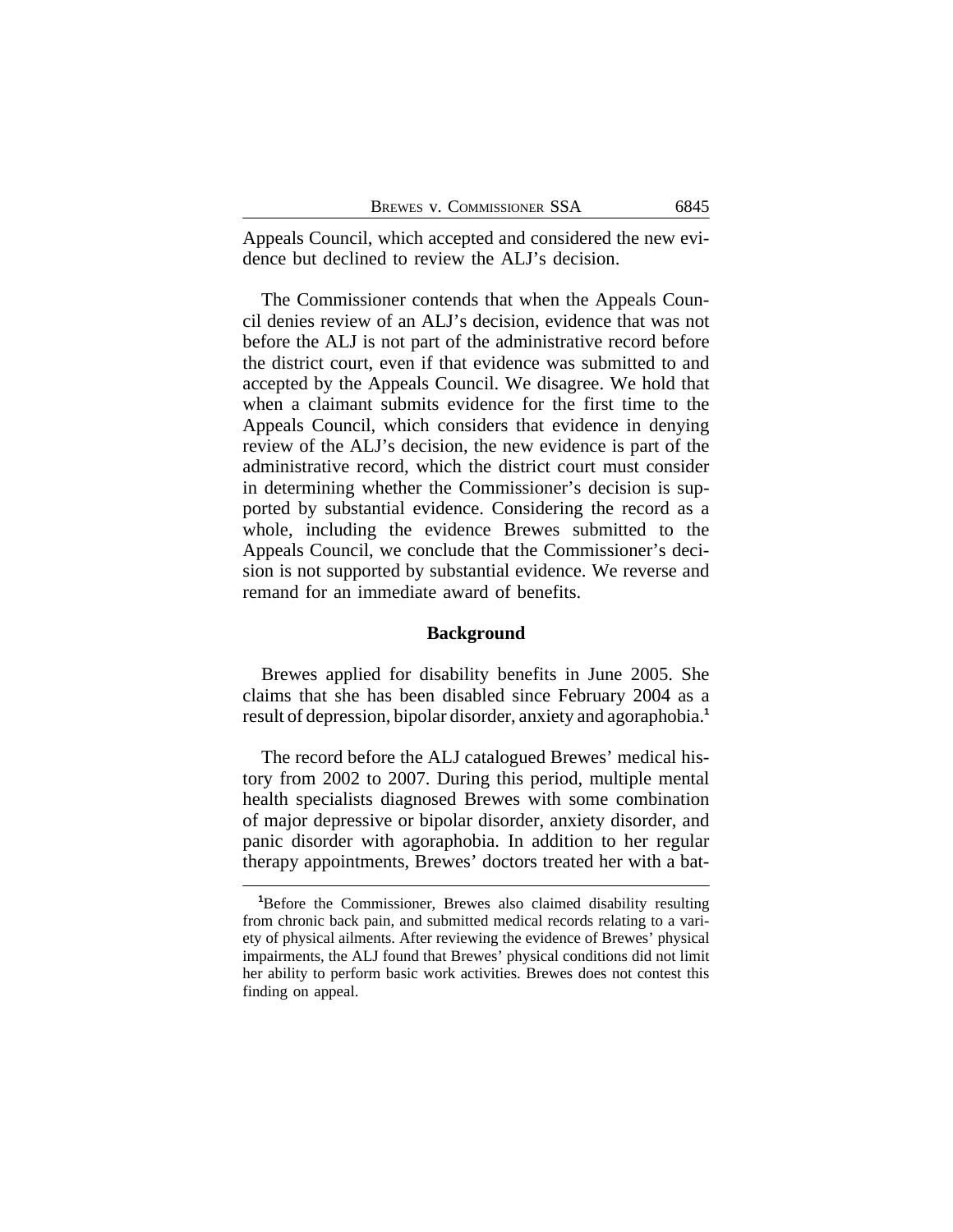Appeals Council, which accepted and considered the new evidence but declined to review the ALJ's decision.

The Commissioner contends that when the Appeals Council denies review of an ALJ's decision, evidence that was not before the ALJ is not part of the administrative record before the district court, even if that evidence was submitted to and accepted by the Appeals Council. We disagree. We hold that when a claimant submits evidence for the first time to the Appeals Council, which considers that evidence in denying review of the ALJ's decision, the new evidence is part of the administrative record, which the district court must consider in determining whether the Commissioner's decision is supported by substantial evidence. Considering the record as a whole, including the evidence Brewes submitted to the Appeals Council, we conclude that the Commissioner's decision is not supported by substantial evidence. We reverse and remand for an immediate award of benefits.

## Background

Brewes applied for disability benefits in June 2005. She claims that she has been disabled since February 2004 as a result of depression, bipolar disorder, anxiety and agoraphobia.[1]

The record before the ALJ catalogued Brewes' medical history from 2002 to 2007. During this period, multiple mental health specialists diagnosed Brewes with some combination of major depressive or bipolar disorder, anxiety disorder, and panic disorder with agoraphobia. In addition to her regular therapy appointments, Brewes' doctors treated her with a bat-

[1]Before the Commissioner, Brewes also claimed disability resulting from chronic back pain, and submitted medical records relating to a variety of physical ailments. After reviewing the evidence of Brewes' physical impairments, the ALJ found that Brewes' physical conditions did not limit her ability to perform basic work activities. Brewes does not contest this finding on appeal.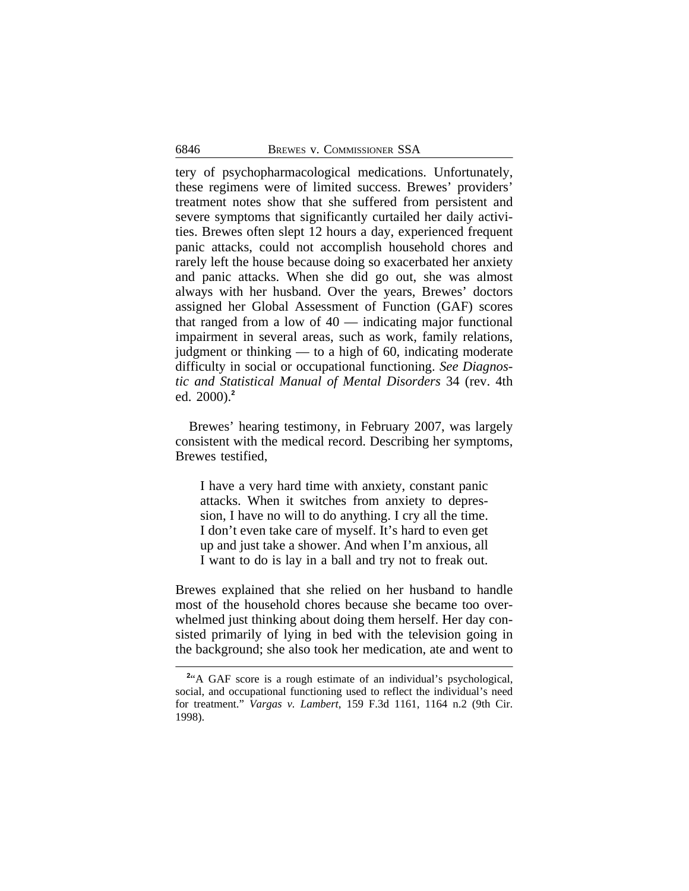tery of psychopharmacological medications. Unfortunately, these regimens were of limited success. Brewes' providers' treatment notes show that she suffered from persistent and severe symptoms that significantly curtailed her daily activities. Brewes often slept 12 hours a day, experienced frequent panic attacks, could not accomplish household chores and rarely left the house because doing so exacerbated her anxiety and panic attacks. When she did go out, she was almost always with her husband. Over the years, Brewes' doctors assigned her Global Assessment of Function (GAF) scores that ranged from a low of 40 — indicating major functional impairment in several areas, such as work, family relations, judgment or thinking — to a high of 60, indicating moderate difficulty in social or occupational functioning. *See Diagnostic and Statistical Manual of Mental Disorders* 34 (rev. 4th ed. 2000).[2]

Brewes' hearing testimony, in February 2007, was largely consistent with the medical record. Describing her symptoms, Brewes testified,

> I have a very hard time with anxiety, constant panic attacks. When it switches from anxiety to depression, I have no will to do anything. I cry all the time. I don't even take care of myself. It's hard to even get up and just take a shower. And when I'm anxious, all I want to do is lay in a ball and try not to freak out.

Brewes explained that she relied on her husband to handle most of the household chores because she became too overwhelmed just thinking about doing them herself. Her day consisted primarily of lying in bed with the television going in the background; she also took her medication, ate and went to

---

[2]"A GAF score is a rough estimate of an individual's psychological, social, and occupational functioning used to reflect the individual's need for treatment." *Vargas v. Lambert*, 159 F.3d 1161, 1164 n.2 (9th Cir. 1998).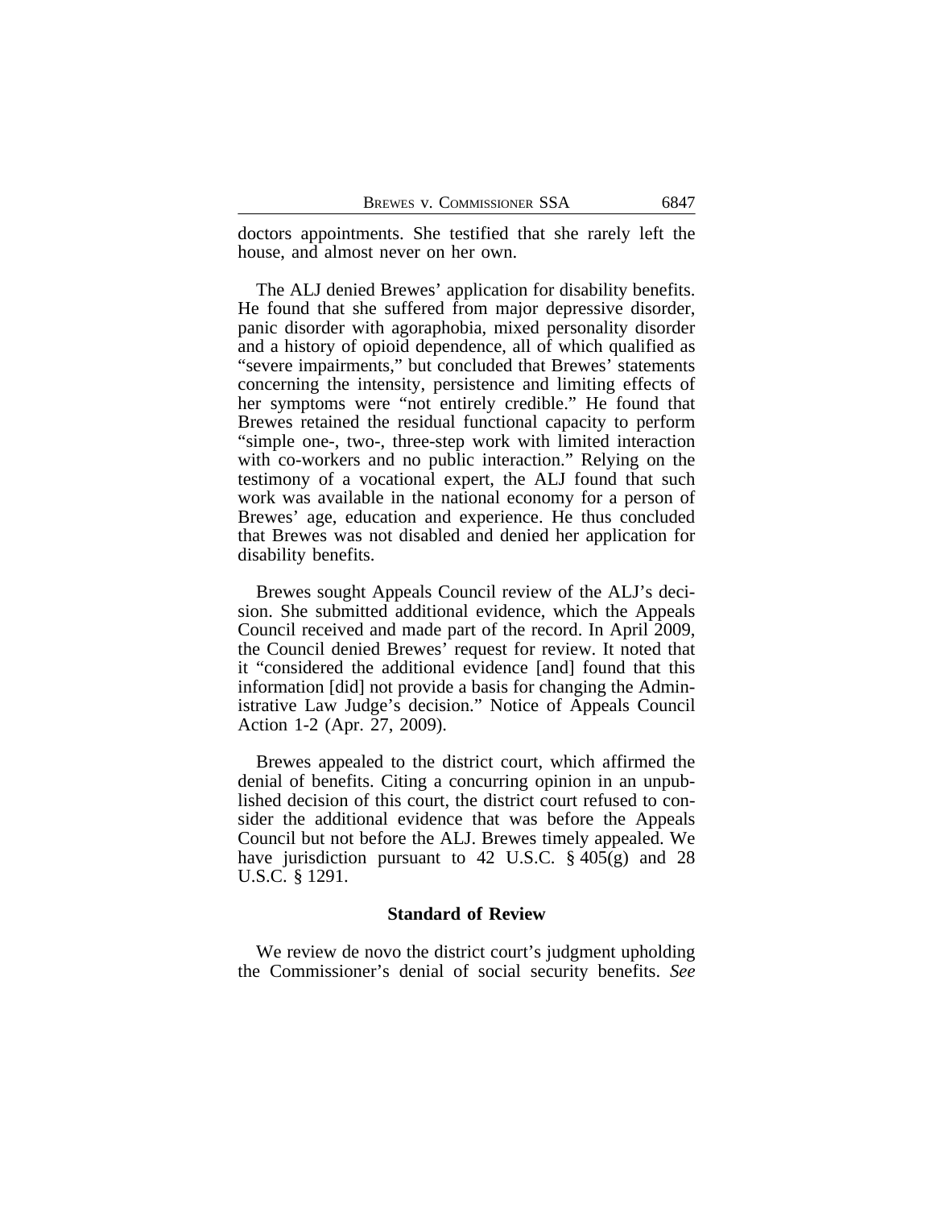doctors appointments. She testified that she rarely left the house, and almost never on her own.

The ALJ denied Brewes' application for disability benefits. He found that she suffered from major depressive disorder, panic disorder with agoraphobia, mixed personality disorder and a history of opioid dependence, all of which qualified as "severe impairments," but concluded that Brewes' statements concerning the intensity, persistence and limiting effects of her symptoms were "not entirely credible." He found that Brewes retained the residual functional capacity to perform "simple one-, two-, three-step work with limited interaction with co-workers and no public interaction." Relying on the testimony of a vocational expert, the ALJ found that such work was available in the national economy for a person of Brewes' age, education and experience. He thus concluded that Brewes was not disabled and denied her application for disability benefits.

Brewes sought Appeals Council review of the ALJ's decision. She submitted additional evidence, which the Appeals Council received and made part of the record. In April 2009, the Council denied Brewes' request for review. It noted that it "considered the additional evidence [and] found that this information [did] not provide a basis for changing the Administrative Law Judge's decision." Notice of Appeals Council Action 1-2 (Apr. 27, 2009).

Brewes appealed to the district court, which affirmed the denial of benefits. Citing a concurring opinion in an unpublished decision of this court, the district court refused to consider the additional evidence that was before the Appeals Council but not before the ALJ. Brewes timely appealed. We have jurisdiction pursuant to 42 U.S.C. § 405(g) and 28 U.S.C. § 1291.

### Standard of Review

We review de novo the district court's judgment upholding the Commissioner's denial of social security benefits. *See*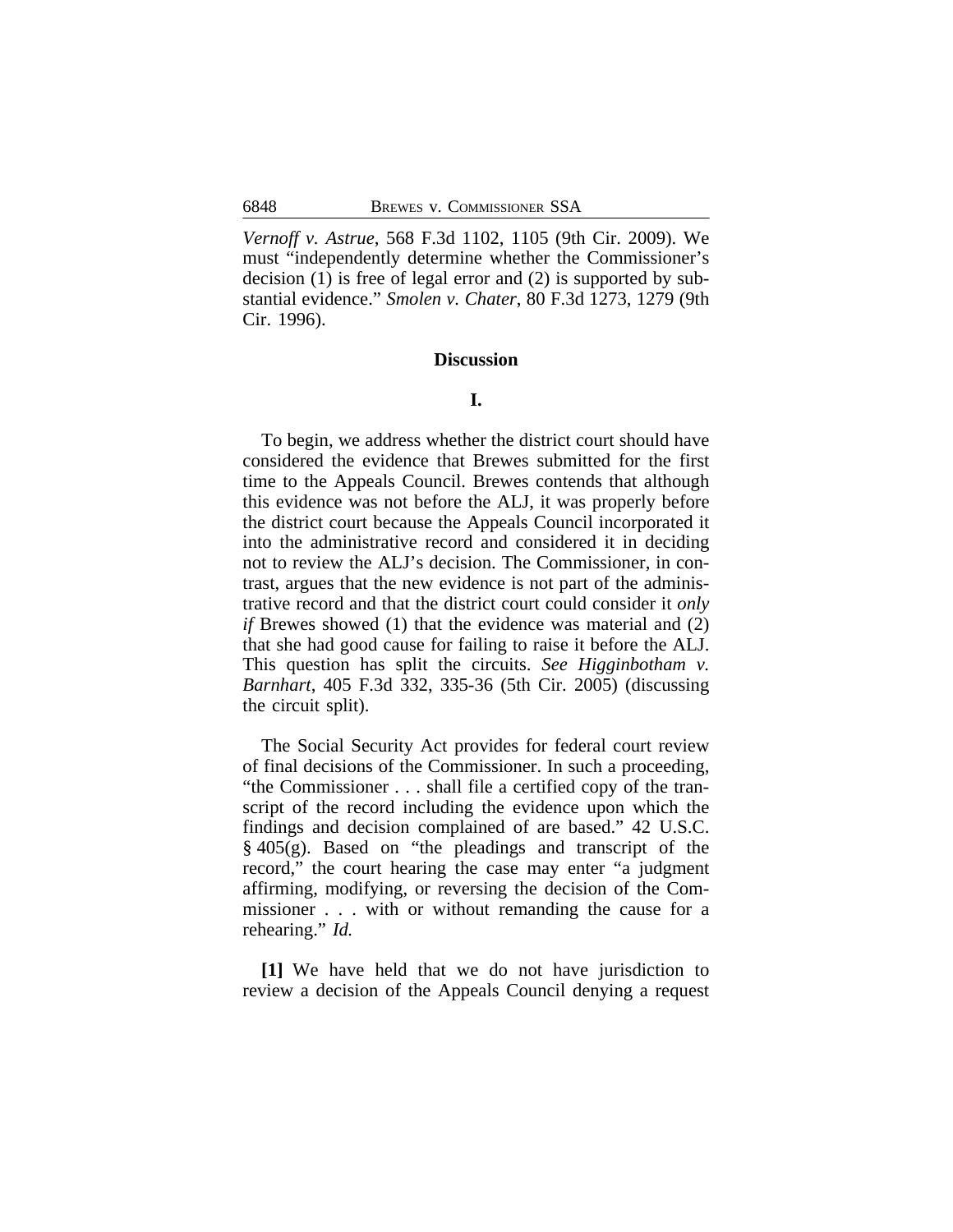*Vernoff v. Astrue*, 568 F.3d 1102, 1105 (9th Cir. 2009). We must "independently determine whether the Commissioner's decision (1) is free of legal error and (2) is supported by substantial evidence." *Smolen v. Chater*, 80 F.3d 1273, 1279 (9th Cir. 1996).

## Discussion

### I.

To begin, we address whether the district court should have considered the evidence that Brewes submitted for the first time to the Appeals Council. Brewes contends that although this evidence was not before the ALJ, it was properly before the district court because the Appeals Council incorporated it into the administrative record and considered it in deciding not to review the ALJ's decision. The Commissioner, in contrast, argues that the new evidence is not part of the administrative record and that the district court could consider it *only if* Brewes showed (1) that the evidence was material and (2) that she had good cause for failing to raise it before the ALJ. This question has split the circuits. *See Higginbotham v. Barnhart*, 405 F.3d 332, 335-36 (5th Cir. 2005) (discussing the circuit split).

The Social Security Act provides for federal court review of final decisions of the Commissioner. In such a proceeding, "the Commissioner . . . shall file a certified copy of the transcript of the record including the evidence upon which the findings and decision complained of are based." 42 U.S.C. § 405(g). Based on "the pleadings and transcript of the record," the court hearing the case may enter "a judgment affirming, modifying, or reversing the decision of the Commissioner . . . with or without remanding the cause for a rehearing." *Id.*

**[1]** We have held that we do not have jurisdiction to review a decision of the Appeals Council denying a request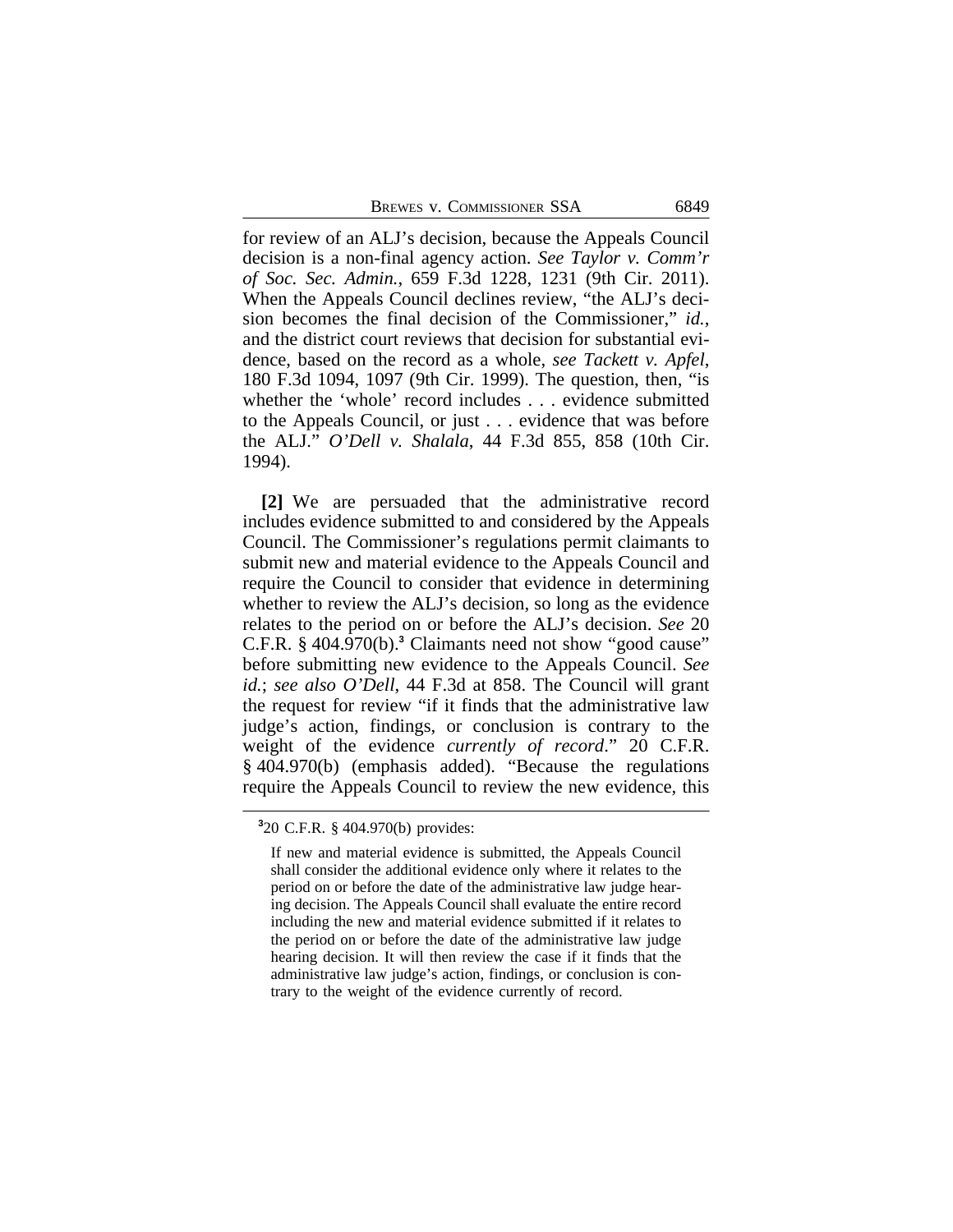for review of an ALJ's decision, because the Appeals Council decision is a non-final agency action. *See Taylor v. Comm'r of Soc. Sec. Admin.*, 659 F.3d 1228, 1231 (9th Cir. 2011). When the Appeals Council declines review, "the ALJ's decision becomes the final decision of the Commissioner," *id.*, and the district court reviews that decision for substantial evidence, based on the record as a whole, *see Tackett v. Apfel*, 180 F.3d 1094, 1097 (9th Cir. 1999). The question, then, "is whether the 'whole' record includes . . . evidence submitted to the Appeals Council, or just . . . evidence that was before the ALJ." *O'Dell v. Shalala*, 44 F.3d 855, 858 (10th Cir. 1994).

**[2]** We are persuaded that the administrative record includes evidence submitted to and considered by the Appeals Council. The Commissioner's regulations permit claimants to submit new and material evidence to the Appeals Council and require the Council to consider that evidence in determining whether to review the ALJ's decision, so long as the evidence relates to the period on or before the ALJ's decision. *See* 20 C.F.R. § 404.970(b).[3] Claimants need not show "good cause" before submitting new evidence to the Appeals Council. *See id.*; *see also O'Dell*, 44 F.3d at 858. The Council will grant the request for review "if it finds that the administrative law judge's action, findings, or conclusion is contrary to the weight of the evidence *currently of record*." 20 C.F.R. § 404.970(b) (emphasis added). "Because the regulations require the Appeals Council to review the new evidence, this

---

[3]20 C.F.R. § 404.970(b) provides:

> If new and material evidence is submitted, the Appeals Council shall consider the additional evidence only where it relates to the period on or before the date of the administrative law judge hearing decision. The Appeals Council shall evaluate the entire record including the new and material evidence submitted if it relates to the period on or before the date of the administrative law judge hearing decision. It will then review the case if it finds that the administrative law judge's action, findings, or conclusion is contrary to the weight of the evidence currently of record.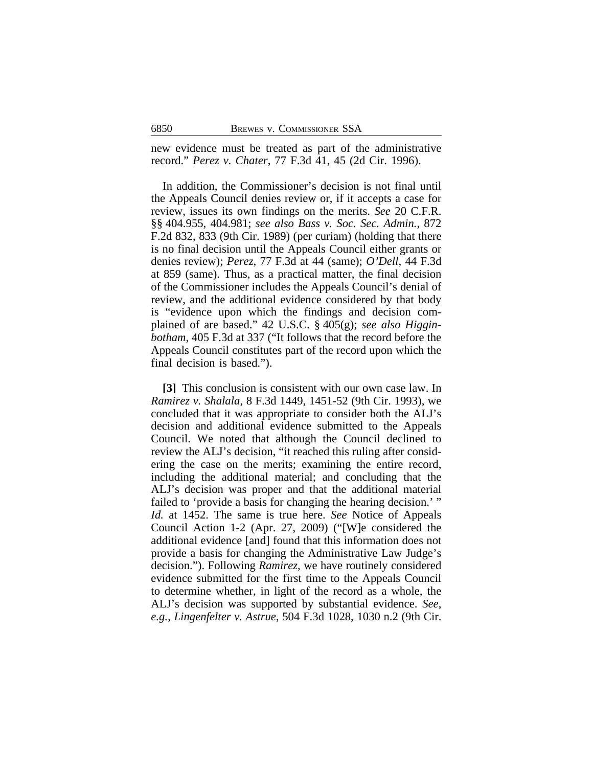new evidence must be treated as part of the administrative record." *Perez v. Chater*, 77 F.3d 41, 45 (2d Cir. 1996).

In addition, the Commissioner's decision is not final until the Appeals Council denies review or, if it accepts a case for review, issues its own findings on the merits. *See* 20 C.F.R. §§ 404.955, 404.981; *see also Bass v. Soc. Sec. Admin.*, 872 F.2d 832, 833 (9th Cir. 1989) (per curiam) (holding that there is no final decision until the Appeals Council either grants or denies review); *Perez*, 77 F.3d at 44 (same); *O'Dell*, 44 F.3d at 859 (same). Thus, as a practical matter, the final decision of the Commissioner includes the Appeals Council's denial of review, and the additional evidence considered by that body is "evidence upon which the findings and decision complained of are based." 42 U.S.C. § 405(g); *see also Higginbotham*, 405 F.3d at 337 ("It follows that the record before the Appeals Council constitutes part of the record upon which the final decision is based.").

**[3]** This conclusion is consistent with our own case law. In *Ramirez v. Shalala*, 8 F.3d 1449, 1451-52 (9th Cir. 1993), we concluded that it was appropriate to consider both the ALJ's decision and additional evidence submitted to the Appeals Council. We noted that although the Council declined to review the ALJ's decision, "it reached this ruling after considering the case on the merits; examining the entire record, including the additional material; and concluding that the ALJ's decision was proper and that the additional material failed to 'provide a basis for changing the hearing decision.' " *Id.* at 1452. The same is true here. *See* Notice of Appeals Council Action 1-2 (Apr. 27, 2009) ("[W]e considered the additional evidence [and] found that this information does not provide a basis for changing the Administrative Law Judge's decision."). Following *Ramirez*, we have routinely considered evidence submitted for the first time to the Appeals Council to determine whether, in light of the record as a whole, the ALJ's decision was supported by substantial evidence. *See, e.g.*, *Lingenfelter v. Astrue*, 504 F.3d 1028, 1030 n.2 (9th Cir.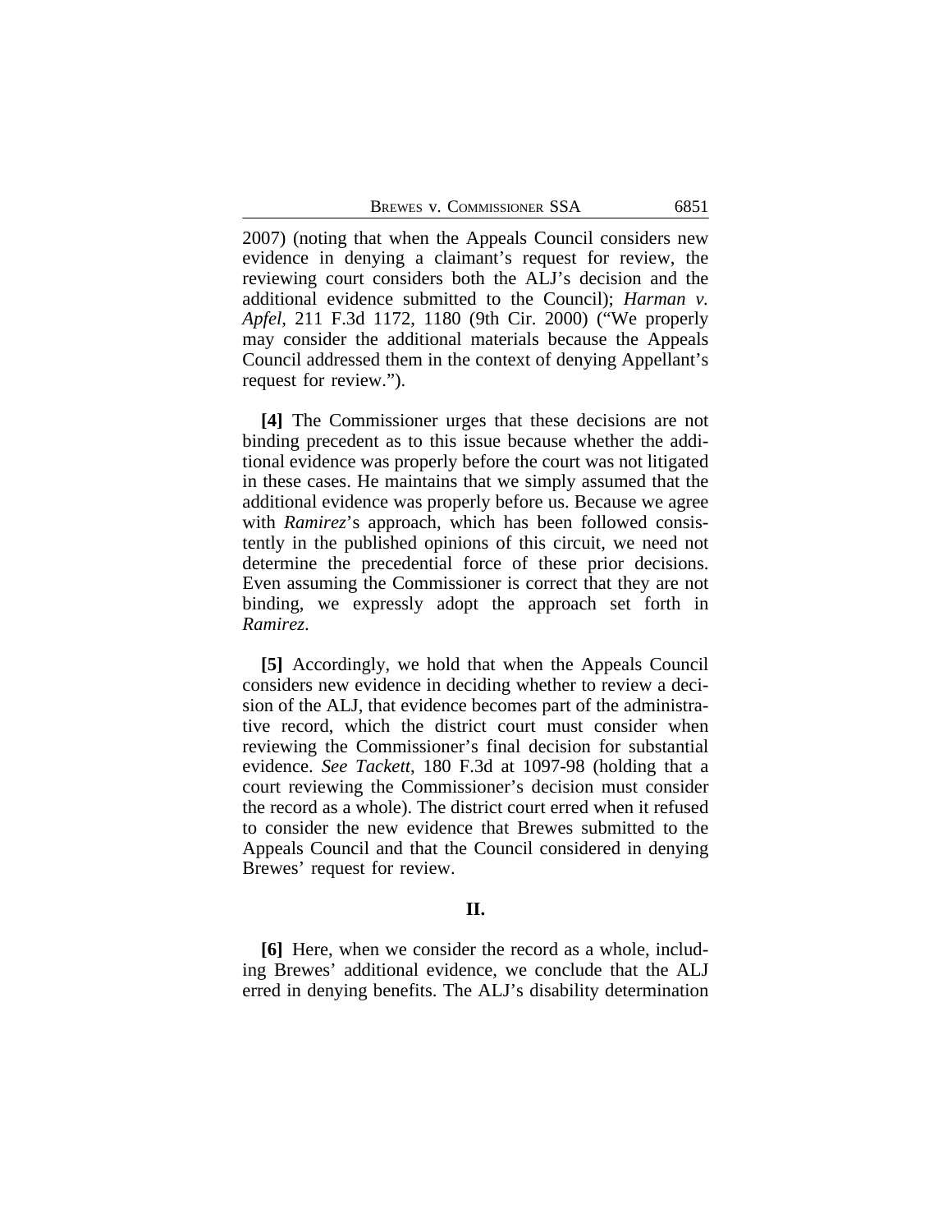2007) (noting that when the Appeals Council considers new evidence in denying a claimant's request for review, the reviewing court considers both the ALJ's decision and the additional evidence submitted to the Council); *Harman v. Apfel*, 211 F.3d 1172, 1180 (9th Cir. 2000) ("We properly may consider the additional materials because the Appeals Council addressed them in the context of denying Appellant's request for review.").

**[4]** The Commissioner urges that these decisions are not binding precedent as to this issue because whether the additional evidence was properly before the court was not litigated in these cases. He maintains that we simply assumed that the additional evidence was properly before us. Because we agree with *Ramirez*'s approach, which has been followed consistently in the published opinions of this circuit, we need not determine the precedential force of these prior decisions. Even assuming the Commissioner is correct that they are not binding, we expressly adopt the approach set forth in *Ramirez*.

**[5]** Accordingly, we hold that when the Appeals Council considers new evidence in deciding whether to review a decision of the ALJ, that evidence becomes part of the administrative record, which the district court must consider when reviewing the Commissioner's final decision for substantial evidence. *See Tackett*, 180 F.3d at 1097-98 (holding that a court reviewing the Commissioner's decision must consider the record as a whole). The district court erred when it refused to consider the new evidence that Brewes submitted to the Appeals Council and that the Council considered in denying Brewes' request for review.

## II.

**[6]** Here, when we consider the record as a whole, including Brewes' additional evidence, we conclude that the ALJ erred in denying benefits. The ALJ's disability determination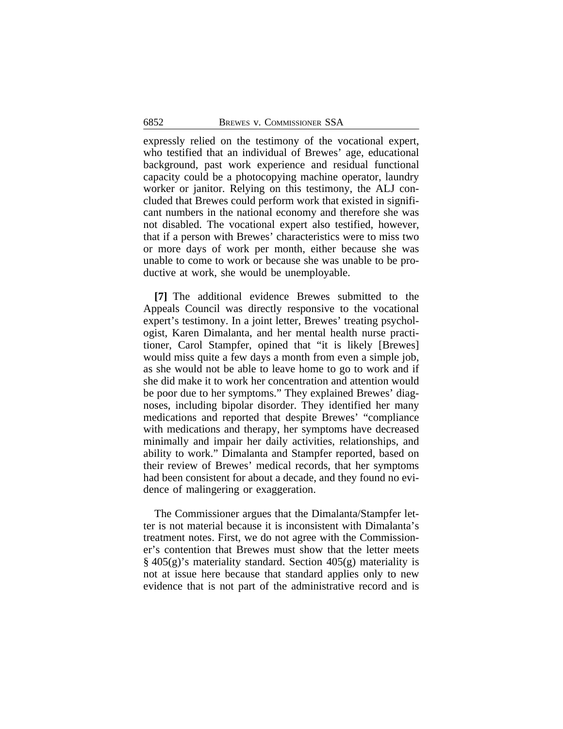expressly relied on the testimony of the vocational expert, who testified that an individual of Brewes' age, educational background, past work experience and residual functional capacity could be a photocopying machine operator, laundry worker or janitor. Relying on this testimony, the ALJ concluded that Brewes could perform work that existed in significant numbers in the national economy and therefore she was not disabled. The vocational expert also testified, however, that if a person with Brewes' characteristics were to miss two or more days of work per month, either because she was unable to come to work or because she was unable to be productive at work, she would be unemployable.

**[7]** The additional evidence Brewes submitted to the Appeals Council was directly responsive to the vocational expert's testimony. In a joint letter, Brewes' treating psychologist, Karen Dimalanta, and her mental health nurse practitioner, Carol Stampfer, opined that "it is likely [Brewes] would miss quite a few days a month from even a simple job, as she would not be able to leave home to go to work and if she did make it to work her concentration and attention would be poor due to her symptoms." They explained Brewes' diagnoses, including bipolar disorder. They identified her many medications and reported that despite Brewes' "compliance with medications and therapy, her symptoms have decreased minimally and impair her daily activities, relationships, and ability to work." Dimalanta and Stampfer reported, based on their review of Brewes' medical records, that her symptoms had been consistent for about a decade, and they found no evidence of malingering or exaggeration.

The Commissioner argues that the Dimalanta/Stampfer letter is not material because it is inconsistent with Dimalanta's treatment notes. First, we do not agree with the Commissioner's contention that Brewes must show that the letter meets § 405(g)'s materiality standard. Section 405(g) materiality is not at issue here because that standard applies only to new evidence that is not part of the administrative record and is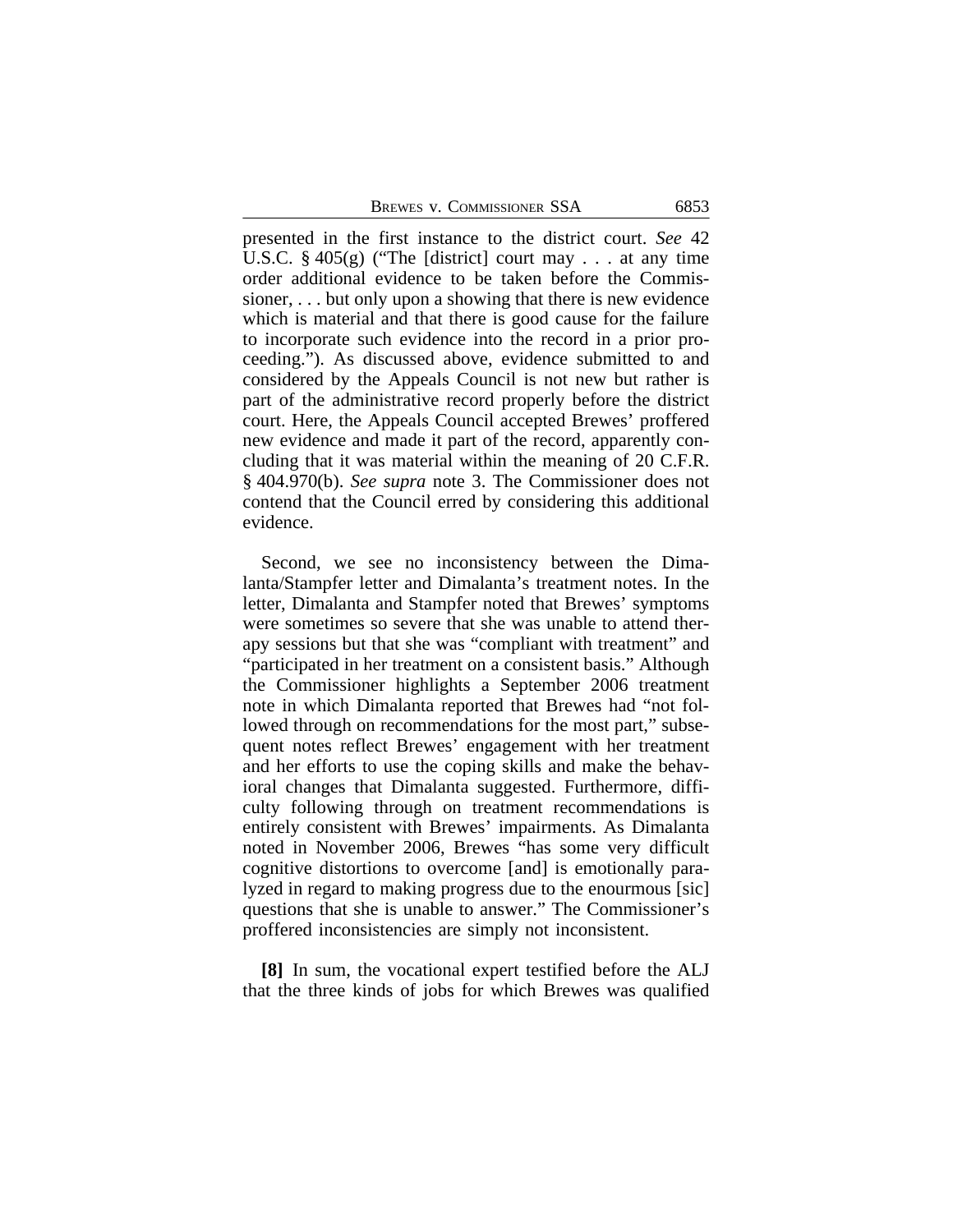presented in the first instance to the district court. *See* 42 U.S.C. § 405(g) ("The [district] court may . . . at any time order additional evidence to be taken before the Commissioner, . . . but only upon a showing that there is new evidence which is material and that there is good cause for the failure to incorporate such evidence into the record in a prior proceeding."). As discussed above, evidence submitted to and considered by the Appeals Council is not new but rather is part of the administrative record properly before the district court. Here, the Appeals Council accepted Brewes' proffered new evidence and made it part of the record, apparently concluding that it was material within the meaning of 20 C.F.R. § 404.970(b). *See supra* note 3. The Commissioner does not contend that the Council erred by considering this additional evidence.

Second, we see no inconsistency between the Dimalanta/Stampfer letter and Dimalanta's treatment notes. In the letter, Dimalanta and Stampfer noted that Brewes' symptoms were sometimes so severe that she was unable to attend therapy sessions but that she was "compliant with treatment" and "participated in her treatment on a consistent basis." Although the Commissioner highlights a September 2006 treatment note in which Dimalanta reported that Brewes had "not followed through on recommendations for the most part," subsequent notes reflect Brewes' engagement with her treatment and her efforts to use the coping skills and make the behavioral changes that Dimalanta suggested. Furthermore, difficulty following through on treatment recommendations is entirely consistent with Brewes' impairments. As Dimalanta noted in November 2006, Brewes "has some very difficult cognitive distortions to overcome [and] is emotionally paralyzed in regard to making progress due to the enourmous [sic] questions that she is unable to answer." The Commissioner's proffered inconsistencies are simply not inconsistent.

**[8]** In sum, the vocational expert testified before the ALJ that the three kinds of jobs for which Brewes was qualified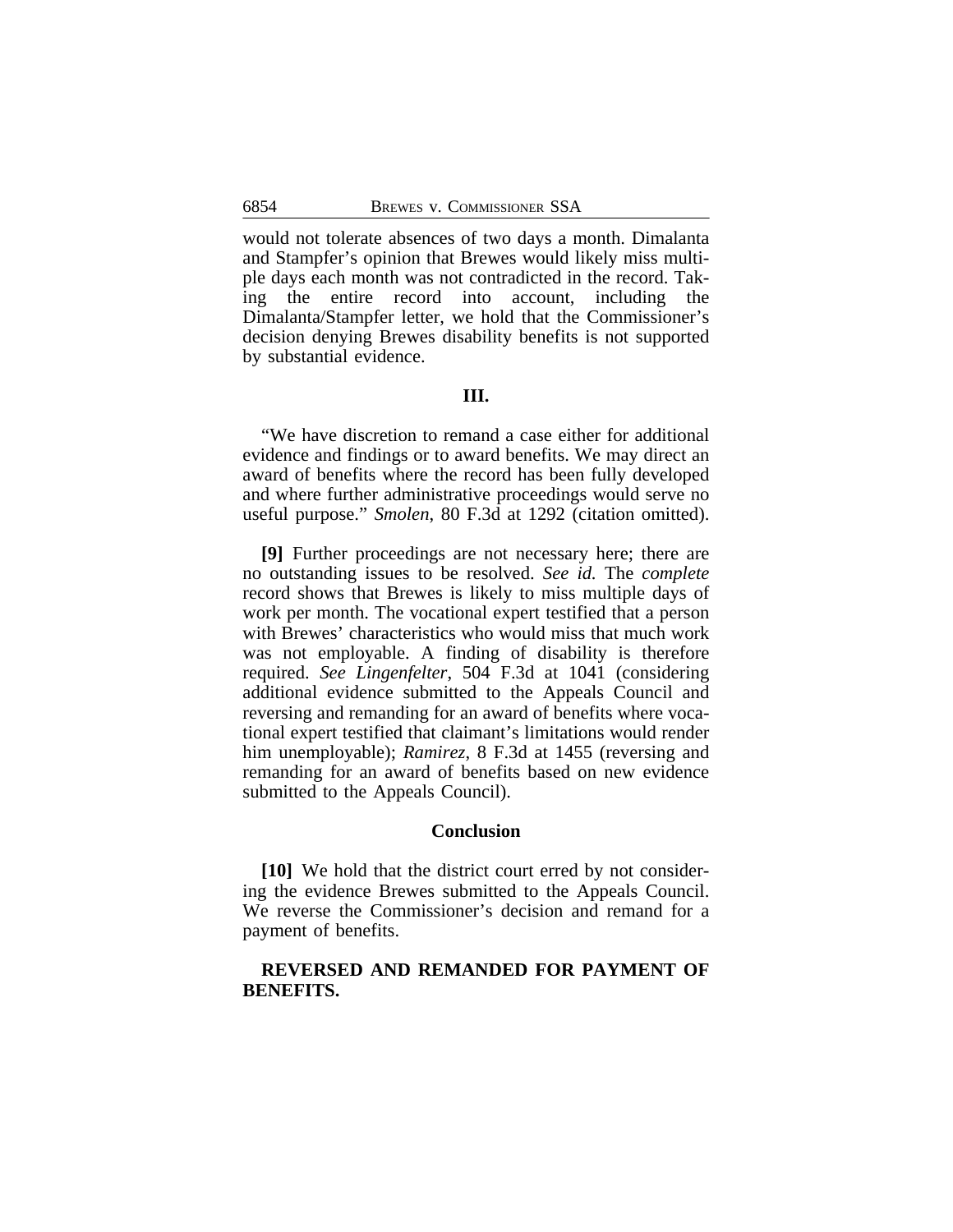would not tolerate absences of two days a month. Dimalanta and Stampfer's opinion that Brewes would likely miss multiple days each month was not contradicted in the record. Taking the entire record into account, including the Dimalanta/Stampfer letter, we hold that the Commissioner's decision denying Brewes disability benefits is not supported by substantial evidence.

## III.

"We have discretion to remand a case either for additional evidence and findings or to award benefits. We may direct an award of benefits where the record has been fully developed and where further administrative proceedings would serve no useful purpose." *Smolen*, 80 F.3d at 1292 (citation omitted).

**[9]** Further proceedings are not necessary here; there are no outstanding issues to be resolved. *See id.* The *complete* record shows that Brewes is likely to miss multiple days of work per month. The vocational expert testified that a person with Brewes' characteristics who would miss that much work was not employable. A finding of disability is therefore required. *See Lingenfelter*, 504 F.3d at 1041 (considering additional evidence submitted to the Appeals Council and reversing and remanding for an award of benefits where vocational expert testified that claimant's limitations would render him unemployable); *Ramirez*, 8 F.3d at 1455 (reversing and remanding for an award of benefits based on new evidence submitted to the Appeals Council).

## Conclusion

**[10]** We hold that the district court erred by not considering the evidence Brewes submitted to the Appeals Council. We reverse the Commissioner's decision and remand for a payment of benefits.

**REVERSED AND REMANDED FOR PAYMENT OF BENEFITS.**